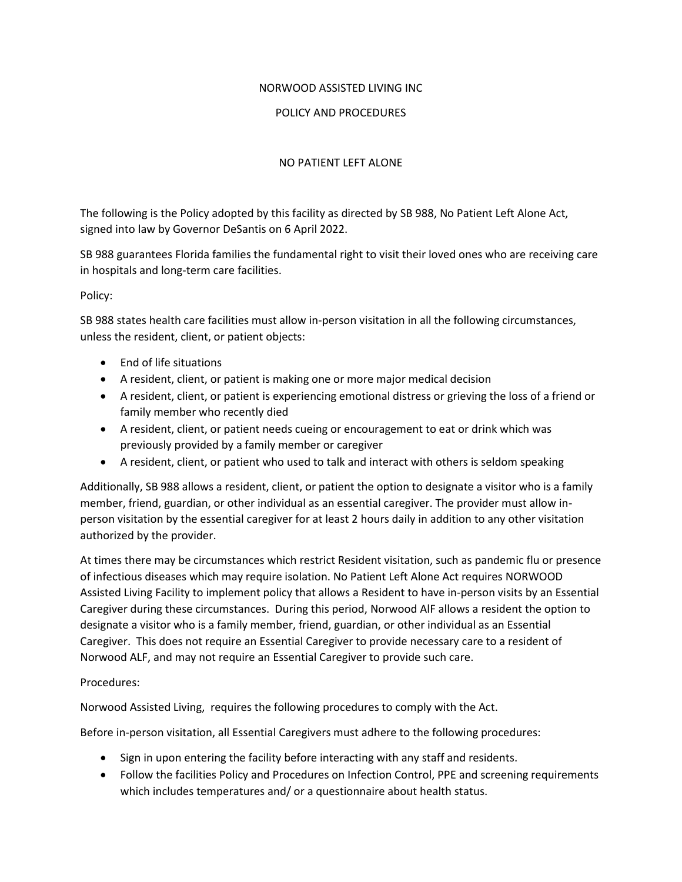# NORWOOD ASSISTED LIVING INC

## POLICY AND PROCEDURES

### NO PATIENT LEFT ALONE

The following is the Policy adopted by this facility as directed by SB 988, No Patient Left Alone Act, signed into law by Governor DeSantis on 6 April 2022.

SB 988 guarantees Florida families the fundamental right to visit their loved ones who are receiving care in hospitals and long-term care facilities.

Policy:

SB 988 states health care facilities must allow in-person visitation in all the following circumstances, unless the resident, client, or patient objects:

- End of life situations
- A resident, client, or patient is making one or more major medical decision
- A resident, client, or patient is experiencing emotional distress or grieving the loss of a friend or family member who recently died
- A resident, client, or patient needs cueing or encouragement to eat or drink which was previously provided by a family member or caregiver
- A resident, client, or patient who used to talk and interact with others is seldom speaking

Additionally, SB 988 allows a resident, client, or patient the option to designate a visitor who is a family member, friend, guardian, or other individual as an essential caregiver. The provider must allow in-person visitation by the essential caregiver for at least 2 hours daily in addition to any other visitation authorized by the provider.

At times there may be circumstances which restrict Resident visitation, such as pandemic flu or presence of infectious diseases which may require isolation. No Patient Left Alone Act requires NORWOOD Assisted Living Facility to implement policy that allows a Resident to have in-person visits by an Essential Caregiver during these circumstances. During this period, Norwood AlF allows a resident the option to designate a visitor who is a family member, friend, guardian, or other individual as an Essential Caregiver. This does not require an Essential Caregiver to provide necessary care to a resident of Norwood ALF, and may not require an Essential Caregiver to provide such care.

Procedures:

Norwood Assisted Living, requires the following procedures to comply with the Act.

Before in-person visitation, all Essential Caregivers must adhere to the following procedures:

- Sign in upon entering the facility before interacting with any staff and residents.
- Follow the facilities Policy and Procedures on Infection Control, PPE and screening requirements which includes temperatures and/ or a questionnaire about health status.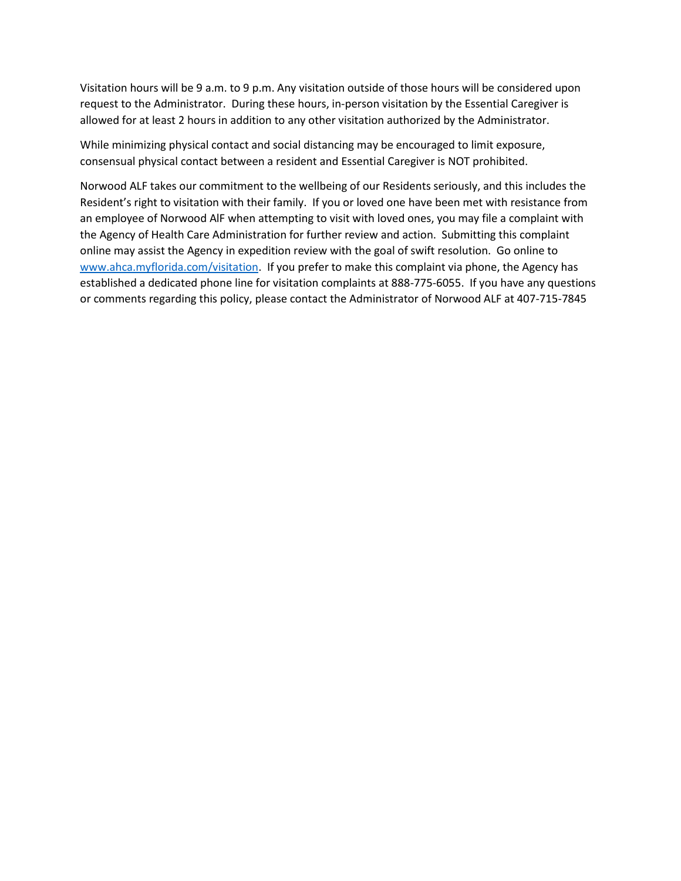Visitation hours will be 9 a.m. to 9 p.m. Any visitation outside of those hours will be considered upon request to the Administrator. During these hours, in-person visitation by the Essential Caregiver is allowed for at least 2 hours in addition to any other visitation authorized by the Administrator.

While minimizing physical contact and social distancing may be encouraged to limit exposure, consensual physical contact between a resident and Essential Caregiver is NOT prohibited.

Norwood ALF takes our commitment to the wellbeing of our Residents seriously, and this includes the Resident's right to visitation with their family. If you or loved one have been met with resistance from an employee of Norwood AlF when attempting to visit with loved ones, you may file a complaint with the Agency of Health Care Administration for further review and action. Submitting this complaint online may assist the Agency in expedition review with the goal of swift resolution. Go online to [www.ahca.myflorida.com/visitation](www.ahca.myflorida.com/visitation). If you prefer to make this complaint via phone, the Agency has established a dedicated phone line for visitation complaints at 888-775-6055. If you have any questions or comments regarding this policy, please contact the Administrator of Norwood ALF at 407-715-7845